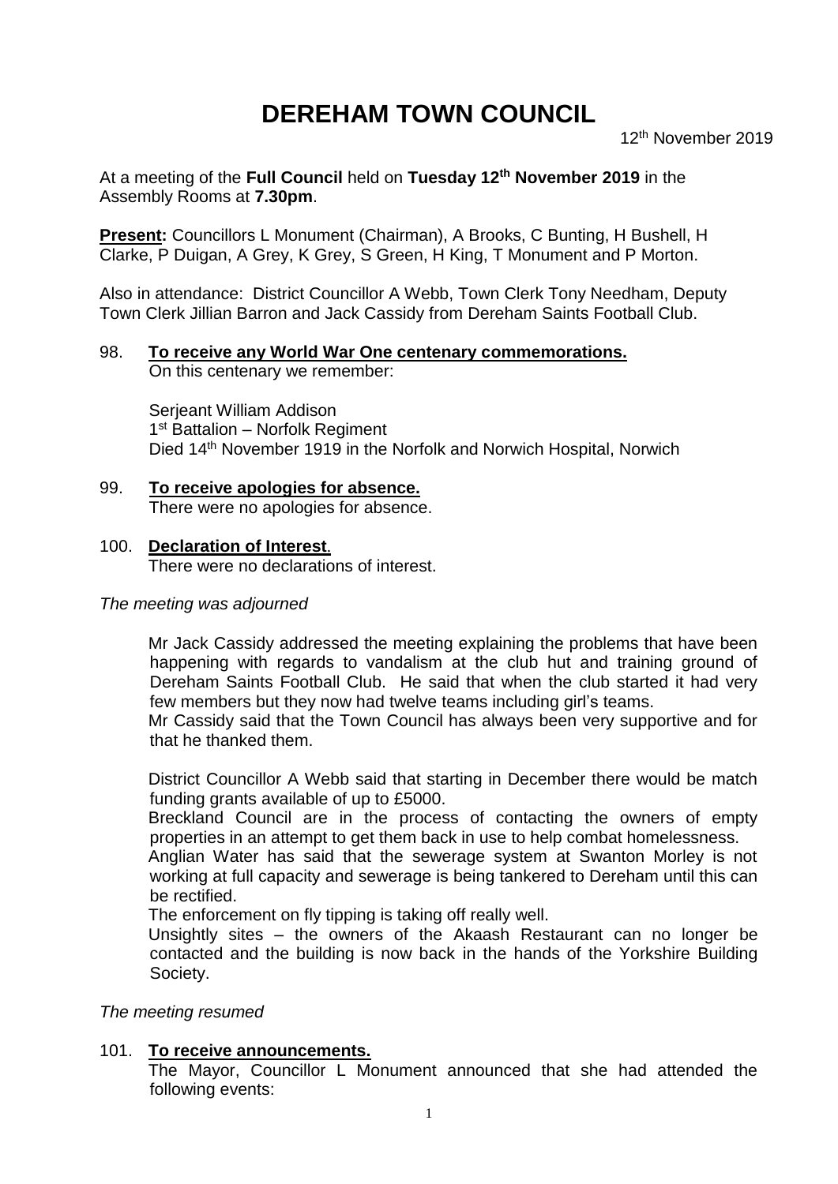# DEREHAM TOWN COUNCIL

12th November 2019

At a meeting of the **Full Council** held on **Tuesday 12th November 2019** in the Assembly Rooms at **7.30pm**.

**Present:** Councillors L Monument (Chairman), A Brooks, C Bunting, H Bushell, H Clarke, P Duigan, A Grey, K Grey, S Green, H King, T Monument and P Morton.

Also in attendance: District Councillor A Webb, Town Clerk Tony Needham, Deputy Town Clerk Jillian Barron and Jack Cassidy from Dereham Saints Football Club.

98. **To receive any World War One centenary commemorations.**
    On this centenary we remember:

    Serjeant William Addison
    1st Battalion – Norfolk Regiment
    Died 14th November 1919 in the Norfolk and Norwich Hospital, Norwich

99. **To receive apologies for absence.**
    There were no apologies for absence.

100. **Declaration of Interest**.
    There were no declarations of interest.

*The meeting was adjourned*

Mr Jack Cassidy addressed the meeting explaining the problems that have been happening with regards to vandalism at the club hut and training ground of Dereham Saints Football Club. He said that when the club started it had very few members but they now had twelve teams including girl's teams.
Mr Cassidy said that the Town Council has always been very supportive and for that he thanked them.

District Councillor A Webb said that starting in December there would be match funding grants available of up to £5000.
Breckland Council are in the process of contacting the owners of empty properties in an attempt to get them back in use to help combat homelessness.
Anglian Water has said that the sewerage system at Swanton Morley is not working at full capacity and sewerage is being tankered to Dereham until this can be rectified.
The enforcement on fly tipping is taking off really well.
Unsightly sites – the owners of the Akaash Restaurant can no longer be contacted and the building is now back in the hands of the Yorkshire Building Society.

*The meeting resumed*

101. **To receive announcements.**
    The Mayor, Councillor L Monument announced that she had attended the following events: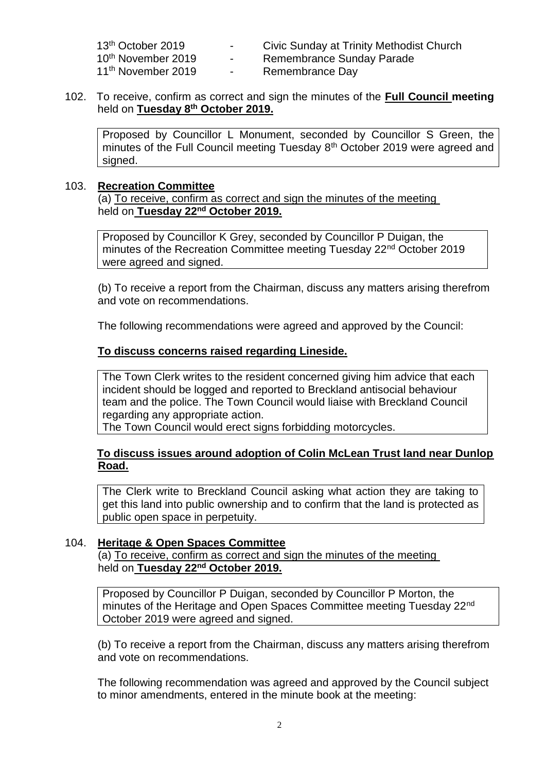| | | |
|---|---|---|
| 13th October 2019 | - | Civic Sunday at Trinity Methodist Church |
| 10th November 2019 | - | Remembrance Sunday Parade |
| 11th November 2019 | - | Remembrance Day |

102. To receive, confirm as correct and sign the minutes of the **Full Council meeting** held on **Tuesday 8th October 2019.**

> Proposed by Councillor L Monument, seconded by Councillor S Green, the minutes of the Full Council meeting Tuesday 8th October 2019 were agreed and signed.

103. **Recreation Committee**

(a) To receive, confirm as correct and sign the minutes of the meeting held on **Tuesday 22nd October 2019.**

> Proposed by Councillor K Grey, seconded by Councillor P Duigan, the minutes of the Recreation Committee meeting Tuesday 22nd October 2019 were agreed and signed.

(b) To receive a report from the Chairman, discuss any matters arising therefrom and vote on recommendations.

The following recommendations were agreed and approved by the Council:

**To discuss concerns raised regarding Lineside.**

> The Town Clerk writes to the resident concerned giving him advice that each incident should be logged and reported to Breckland antisocial behaviour team and the police. The Town Council would liaise with Breckland Council regarding any appropriate action.
> The Town Council would erect signs forbidding motorcycles.

**To discuss issues around adoption of Colin McLean Trust land near Dunlop Road.**

> The Clerk write to Breckland Council asking what action they are taking to get this land into public ownership and to confirm that the land is protected as public open space in perpetuity.

104. **Heritage & Open Spaces Committee**

(a) To receive, confirm as correct and sign the minutes of the meeting held on **Tuesday 22nd October 2019.**

> Proposed by Councillor P Duigan, seconded by Councillor P Morton, the minutes of the Heritage and Open Spaces Committee meeting Tuesday 22nd October 2019 were agreed and signed.

(b) To receive a report from the Chairman, discuss any matters arising therefrom and vote on recommendations.

The following recommendation was agreed and approved by the Council subject to minor amendments, entered in the minute book at the meeting: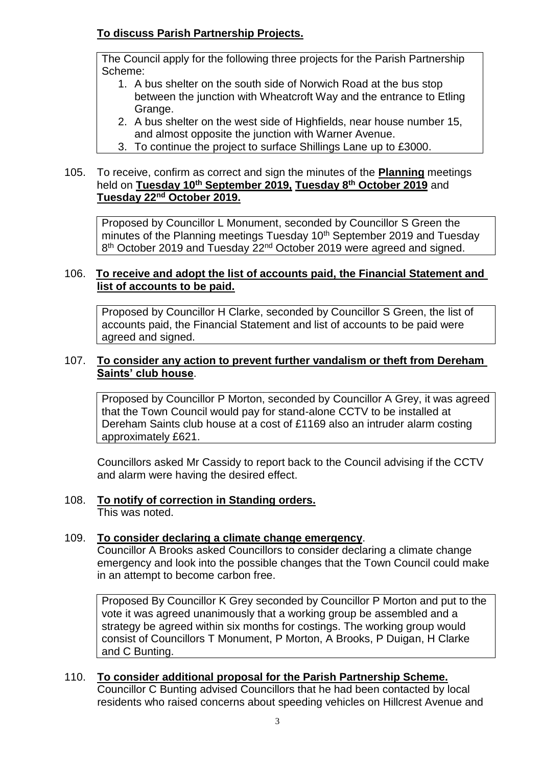**To discuss Parish Partnership Projects.**

The Council apply for the following three projects for the Parish Partnership Scheme:

1. A bus shelter on the south side of Norwich Road at the bus stop between the junction with Wheatcroft Way and the entrance to Etling Grange.
2. A bus shelter on the west side of Highfields, near house number 15, and almost opposite the junction with Warner Avenue.
3. To continue the project to surface Shillings Lane up to £3000.

105. To receive, confirm as correct and sign the minutes of the **Planning** meetings held on **Tuesday 10th September 2019, Tuesday 8th October 2019** and **Tuesday 22nd October 2019.**

Proposed by Councillor L Monument, seconded by Councillor S Green the minutes of the Planning meetings Tuesday 10th September 2019 and Tuesday 8th October 2019 and Tuesday 22nd October 2019 were agreed and signed.

106. **To receive and adopt the list of accounts paid, the Financial Statement and list of accounts to be paid.**

Proposed by Councillor H Clarke, seconded by Councillor S Green, the list of accounts paid, the Financial Statement and list of accounts to be paid were agreed and signed.

107. **To consider any action to prevent further vandalism or theft from Dereham Saints' club house**.

Proposed by Councillor P Morton, seconded by Councillor A Grey, it was agreed that the Town Council would pay for stand-alone CCTV to be installed at Dereham Saints club house at a cost of £1169 also an intruder alarm costing approximately £621.

Councillors asked Mr Cassidy to report back to the Council advising if the CCTV and alarm were having the desired effect.

108. **To notify of correction in Standing orders.**
This was noted.

109. **To consider declaring a climate change emergency**.
Councillor A Brooks asked Councillors to consider declaring a climate change emergency and look into the possible changes that the Town Council could make in an attempt to become carbon free.

Proposed By Councillor K Grey seconded by Councillor P Morton and put to the vote it was agreed unanimously that a working group be assembled and a strategy be agreed within six months for costings. The working group would consist of Councillors T Monument, P Morton, A Brooks, P Duigan, H Clarke and C Bunting.

110. **To consider additional proposal for the Parish Partnership Scheme.**
Councillor C Bunting advised Councillors that he had been contacted by local residents who raised concerns about speeding vehicles on Hillcrest Avenue and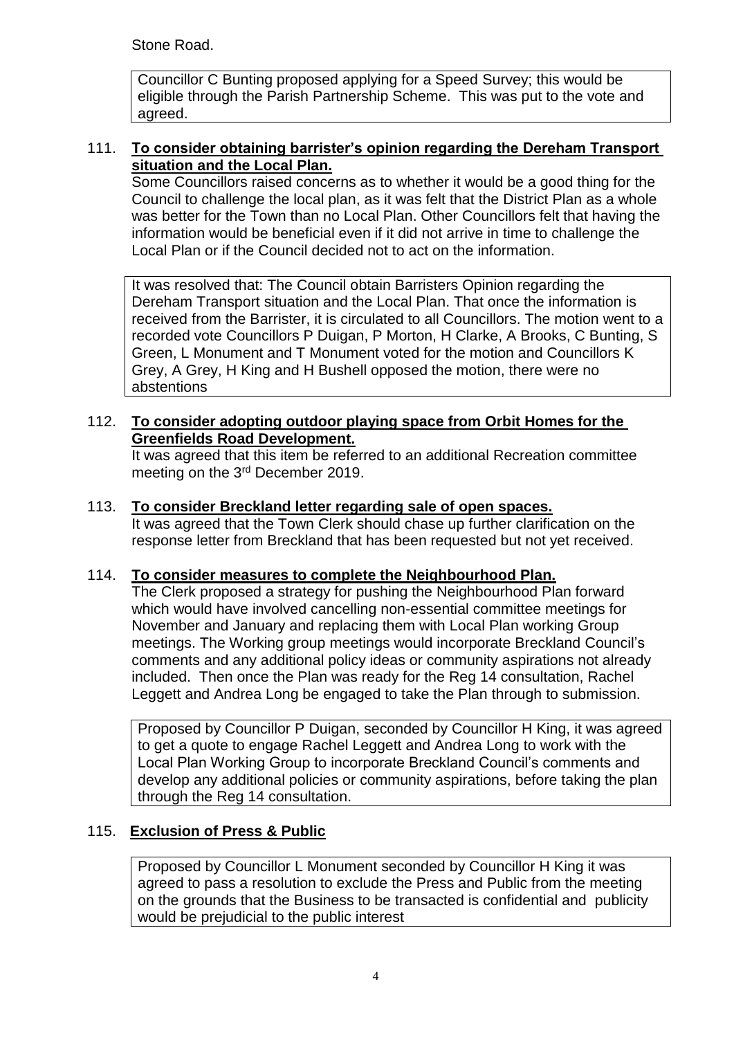Stone Road.

Councillor C Bunting proposed applying for a Speed Survey; this would be eligible through the Parish Partnership Scheme. This was put to the vote and agreed.

111. **To consider obtaining barrister's opinion regarding the Dereham Transport situation and the Local Plan.**

Some Councillors raised concerns as to whether it would be a good thing for the Council to challenge the local plan, as it was felt that the District Plan as a whole was better for the Town than no Local Plan. Other Councillors felt that having the information would be beneficial even if it did not arrive in time to challenge the Local Plan or if the Council decided not to act on the information.

It was resolved that: The Council obtain Barristers Opinion regarding the Dereham Transport situation and the Local Plan. That once the information is received from the Barrister, it is circulated to all Councillors. The motion went to a recorded vote Councillors P Duigan, P Morton, H Clarke, A Brooks, C Bunting, S Green, L Monument and T Monument voted for the motion and Councillors K Grey, A Grey, H King and H Bushell opposed the motion, there were no abstentions

112. **To consider adopting outdoor playing space from Orbit Homes for the Greenfields Road Development.**

It was agreed that this item be referred to an additional Recreation committee meeting on the 3rd December 2019.

113. **To consider Breckland letter regarding sale of open spaces.**

It was agreed that the Town Clerk should chase up further clarification on the response letter from Breckland that has been requested but not yet received.

114. **To consider measures to complete the Neighbourhood Plan.**

The Clerk proposed a strategy for pushing the Neighbourhood Plan forward which would have involved cancelling non-essential committee meetings for November and January and replacing them with Local Plan working Group meetings. The Working group meetings would incorporate Breckland Council's comments and any additional policy ideas or community aspirations not already included. Then once the Plan was ready for the Reg 14 consultation, Rachel Leggett and Andrea Long be engaged to take the Plan through to submission.

Proposed by Councillor P Duigan, seconded by Councillor H King, it was agreed to get a quote to engage Rachel Leggett and Andrea Long to work with the Local Plan Working Group to incorporate Breckland Council's comments and develop any additional policies or community aspirations, before taking the plan through the Reg 14 consultation.

115. **Exclusion of Press & Public**

Proposed by Councillor L Monument seconded by Councillor H King it was agreed to pass a resolution to exclude the Press and Public from the meeting on the grounds that the Business to be transacted is confidential and publicity would be prejudicial to the public interest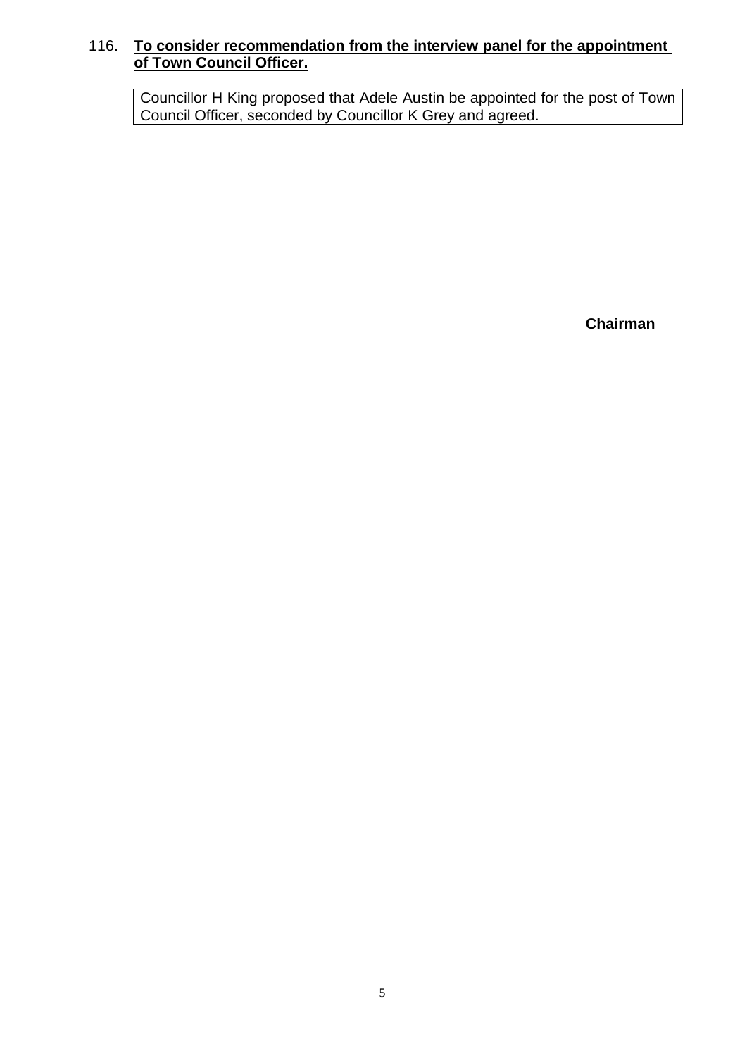116. **To consider recommendation from the interview panel for the appointment of Town Council Officer.**

Councillor H King proposed that Adele Austin be appointed for the post of Town Council Officer, seconded by Councillor K Grey and agreed.

**Chairman**